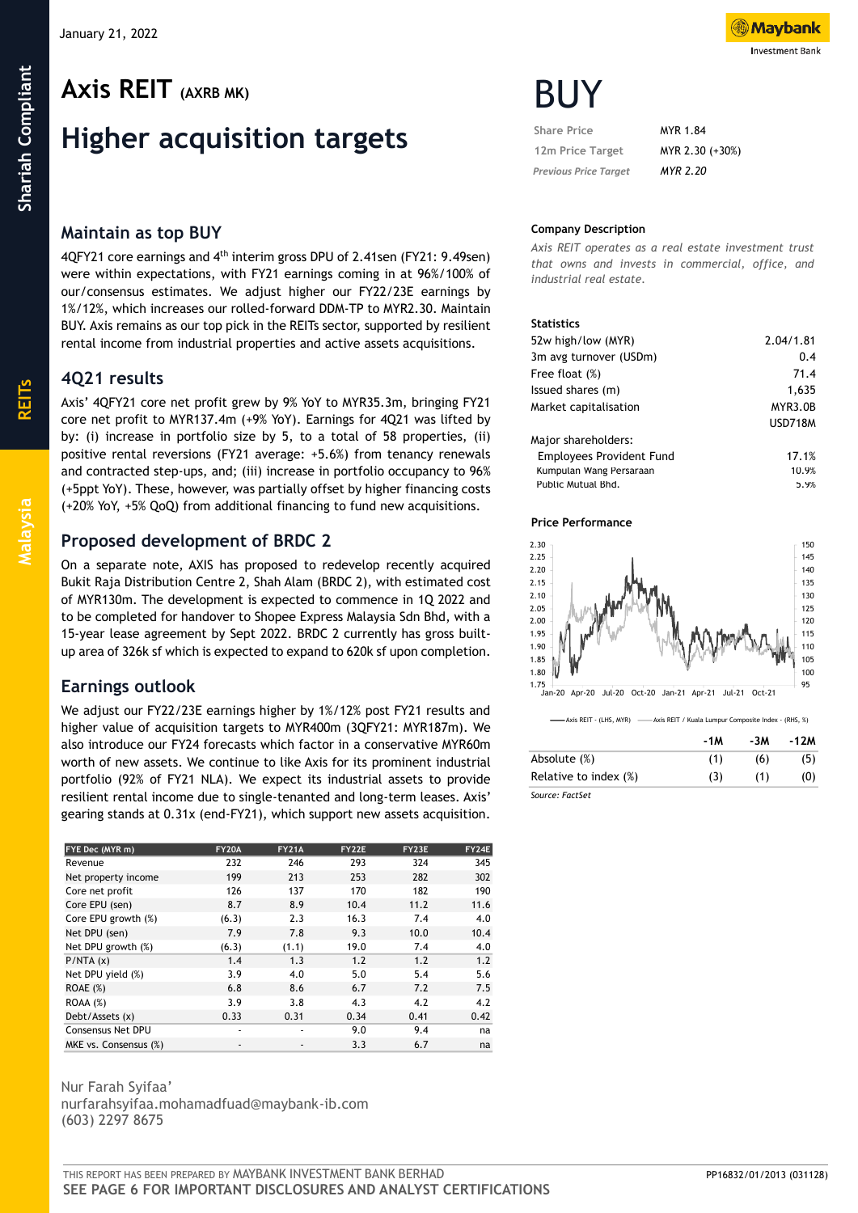January 21, 2022

# Axis REIT (AXRB MK)

# Higher acquisition targets

Sharia Compliant | REITs | Malaysia

## BUY

| | |
|---|---|
| Share Price | MYR 1.84 |
| 12m Price Target | MYR 2.30 (+30%) |
| *Previous Price Target* | *MYR 2.20* |

### Company Description

*Axis REIT operates as a real estate investment trust that owns and invests in commercial, office, and industrial real estate.*

### Statistics

| | |
|---|---|
| 52w high/low (MYR) | 2.04/1.81 |
| 3m avg turnover (USDm) | 0.4 |
| Free float (%) | 71.4 |
| Issued shares (m) | 1,635 |
| Market capitalisation | MYR3.0B |
| | USD718M |
| Major shareholders: | |
| Employees Provident Fund | 17.1% |
| Kumpulan Wang Persaraan | 10.9% |
| Public Mutual Bhd. | 5.9% |

### Price Performance

— Axis REIT - (LHS, MYR) —— Axis REIT / Kuala Lumpur Composite Index - (RHS, %)

| | -1M | -3M | -12M |
|---|---|---|---|
| Absolute (%) | (1) | (6) | (5) |
| Relative to index (%) | (3) | (1) | (0) |

*Source: FactSet*

## Maintain as top BUY

4QFY21 core earnings and 4th interim gross DPU of 2.41sen (FY21: 9.49sen) were within expectations, with FY21 earnings coming in at 96%/100% of our/consensus estimates. We adjust higher our FY22/23E earnings by 1%/12%, which increases our rolled-forward DDM-TP to MYR2.30. Maintain BUY. Axis remains as our top pick in the REITs sector, supported by resilient rental income from industrial properties and active assets acquisitions.

## 4Q21 results

Axis' 4QFY21 core net profit grew by 9% YoY to MYR35.3m, bringing FY21 core net profit to MYR137.4m (+9% YoY). Earnings for 4Q21 was lifted by by: (i) increase in portfolio size by 5, to a total of 58 properties, (ii) positive rental reversions (FY21 average: +5.6%) from tenancy renewals and contracted step-ups, and; (iii) increase in portfolio occupancy to 96% (+5ppt YoY). These, however, was partially offset by higher financing costs (+20% YoY, +5% QoQ) from additional financing to fund new acquisitions.

## Proposed development of BRDC 2

On a separate note, AXIS has proposed to redevelop recently acquired Bukit Raja Distribution Centre 2, Shah Alam (BRDC 2), with estimated cost of MYR130m. The development is expected to commence in 1Q 2022 and to be completed for handover to Shopee Express Malaysia Sdn Bhd, with a 15-year lease agreement by Sept 2022. BRDC 2 currently has gross built-up area of 326k sf which is expected to expand to 620k sf upon completion.

## Earnings outlook

We adjust our FY22/23E earnings higher by 1%/12% post FY21 results and higher value of acquisition targets to MYR400m (3QFY21: MYR187m). We also introduce our FY24 forecasts which factor in a conservative MYR60m worth of new assets. We continue to like Axis for its prominent industrial portfolio (92% of FY21 NLA). We expect its industrial assets to provide resilient rental income due to single-tenanted and long-term leases. Axis' gearing stands at 0.31x (end-FY21), which support new assets acquisition.

| FYE Dec (MYR m) | FY20A | FY21A | FY22E | FY23E | FY24E |
|---|---|---|---|---|---|
| Revenue | 232 | 246 | 293 | 324 | 345 |
| Net property income | 199 | 213 | 253 | 282 | 302 |
| Core net profit | 126 | 137 | 170 | 182 | 190 |
| Core EPU (sen) | 8.7 | 8.9 | 10.4 | 11.2 | 11.6 |
| Core EPU growth (%) | (6.3) | 2.3 | 16.3 | 7.4 | 4.0 |
| Net DPU (sen) | 7.9 | 7.8 | 9.3 | 10.0 | 10.4 |
| Net DPU growth (%) | (6.3) | (1.1) | 19.0 | 7.4 | 4.0 |
| P/NTA (x) | 1.4 | 1.3 | 1.2 | 1.2 | 1.2 |
| Net DPU yield (%) | 3.9 | 4.0 | 5.0 | 5.4 | 5.6 |
| ROAE (%) | 6.8 | 8.6 | 6.7 | 7.2 | 7.5 |
| ROAA (%) | 3.9 | 3.8 | 4.3 | 4.2 | 4.2 |
| Debt/Assets (x) | 0.33 | 0.31 | 0.34 | 0.41 | 0.42 |
| Consensus Net DPU | - | - | 9.0 | 9.4 | na |
| MKE vs. Consensus (%) | - | - | 3.3 | 6.7 | na |

Nur Farah Syifaa'
nurfarahsyifaa.mohamadfuad@maybank-ib.com
(603) 2297 8675

THIS REPORT HAS BEEN PREPARED BY MAYBANK INVESTMENT BANK BERHAD
**SEE PAGE 6 FOR IMPORTANT DISCLOSURES AND ANALYST CERTIFICATIONS**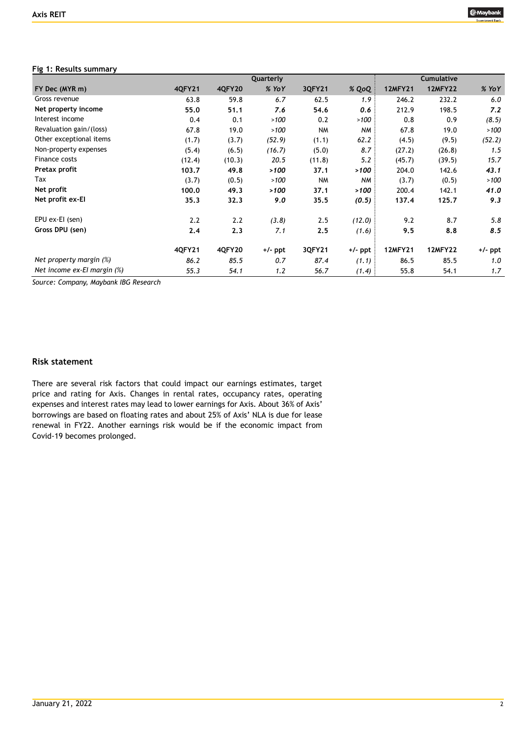**Fig 1: Results summary**

| | Quarterly | | | | | Cumulative | | |
|---|---|---|---|---|---|---|---|---|
| **FY Dec (MYR m)** | **4QFY21** | **4QFY20** | ***% YoY*** | **3QFY21** | ***% QoQ*** | **12MFY21** | **12MFY22** | ***% YoY*** |
| Gross revenue | 63.8 | 59.8 | *6.7* | 62.5 | *1.9* | 246.2 | 232.2 | *6.0* |
| **Net property income** | **55.0** | **51.1** | ***7.6*** | **54.6** | ***0.6*** | 212.9 | 198.5 | ***7.2*** |
| Interest income | 0.4 | 0.1 | *>100* | 0.2 | *>100* | 0.8 | 0.9 | *(8.5)* |
| Revaluation gain/(loss) | 67.8 | 19.0 | *>100* | NM | *NM* | 67.8 | 19.0 | *>100* |
| Other exceptional items | (1.7) | (3.7) | *(52.9)* | (1.1) | *62.2* | (4.5) | (9.5) | *(52.2)* |
| Non-property expenses | (5.4) | (6.5) | *(16.7)* | (5.0) | *8.7* | (27.2) | (26.8) | *1.5* |
| Finance costs | (12.4) | (10.3) | *20.5* | (11.8) | *5.2* | (45.7) | (39.5) | *15.7* |
| **Pretax profit** | **103.7** | **49.8** | ***>100*** | **37.1** | ***>100*** | 204.0 | 142.6 | ***43.1*** |
| Tax | (3.7) | (0.5) | *>100* | NM | *NM* | (3.7) | (0.5) | *>100* |
| **Net profit** | **100.0** | **49.3** | ***>100*** | **37.1** | ***>100*** | 200.4 | 142.1 | ***41.0*** |
| **Net profit ex-EI** | **35.3** | **32.3** | ***9.0*** | **35.5** | ***(0.5)*** | 137.4 | 125.7 | ***9.3*** |
| | | | | | | | | |
| EPU ex-EI (sen) | 2.2 | 2.2 | *(3.8)* | 2.5 | *(12.0)* | 9.2 | 8.7 | *5.8* |
| **Gross DPU (sen)** | **2.4** | **2.3** | ***7.1*** | **2.5** | ***(1.6)*** | 9.5 | 8.8 | ***8.5*** |
| | | | | | | | | |
| | **4QFY21** | **4QFY20** | **+/- ppt** | **3QFY21** | **+/- ppt** | **12MFY21** | **12MFY22** | **+/- ppt** |
| *Net property margin (%)* | *86.2* | *85.5* | *0.7* | *87.4* | *(1.1)* | 86.5 | 85.5 | *1.0* |
| *Net income ex-EI margin (%)* | *55.3* | *54.1* | *1.2* | *56.7* | *(1.4)* | 55.8 | 54.1 | *1.7* |

*Source: Company, Maybank IBG Research*

## Risk statement

There are several risk factors that could impact our earnings estimates, target price and rating for Axis. Changes in rental rates, occupancy rates, operating expenses and interest rates may lead to lower earnings for Axis. About 36% of Axis' borrowings are based on floating rates and about 25% of Axis' NLA is due for lease renewal in FY22. Another earnings risk would be if the economic impact from Covid-19 becomes prolonged.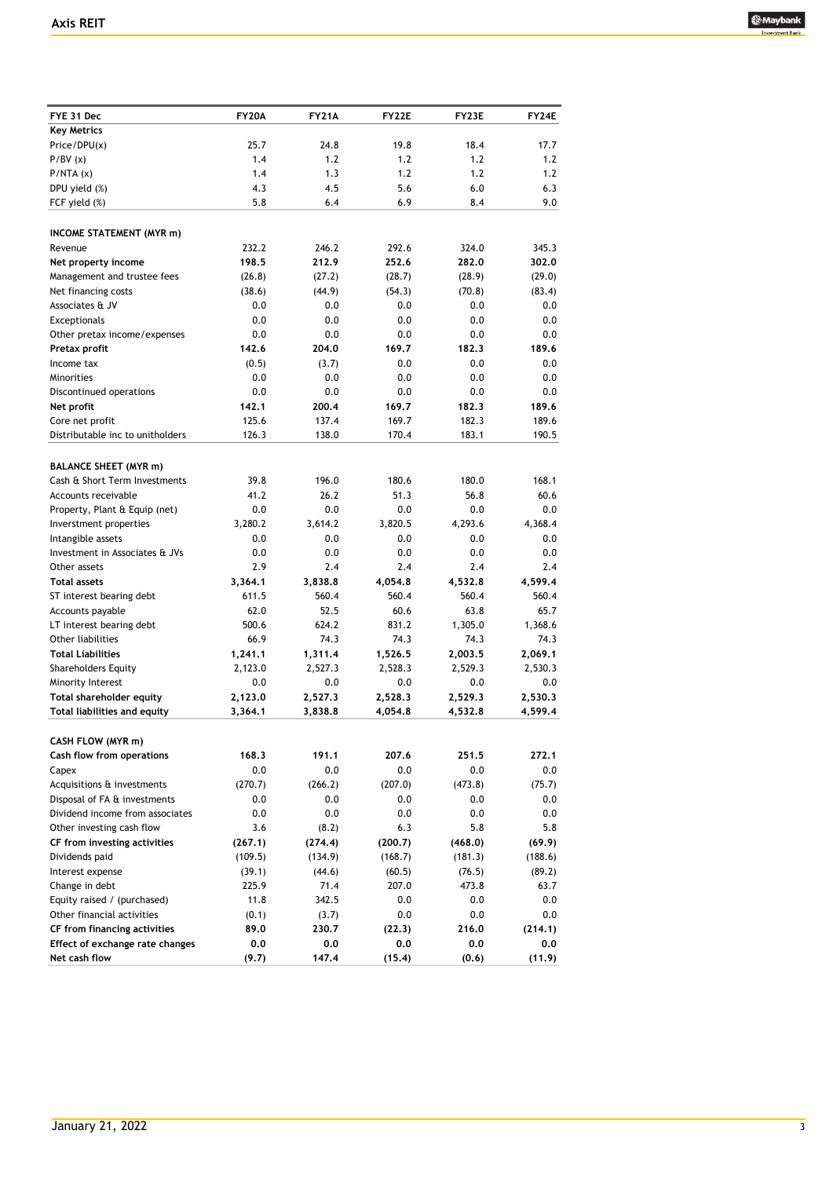| FYE 31 Dec | FY20A | FY21A | FY22E | FY23E | FY24E |
|---|---|---|---|---|---|
| **Key Metrics** | | | | | |
| Price/DPU(x) | 25.7 | 24.8 | 19.8 | 18.4 | 17.7 |
| P/BV (x) | 1.4 | 1.2 | 1.2 | 1.2 | 1.2 |
| P/NTA (x) | 1.4 | 1.3 | 1.2 | 1.2 | 1.2 |
| DPU yield (%) | 4.3 | 4.5 | 5.6 | 6.0 | 6.3 |
| FCF yield (%) | 5.8 | 6.4 | 6.9 | 8.4 | 9.0 |
| | | | | | |
| **INCOME STATEMENT (MYR m)** | | | | | |
| Revenue | 232.2 | 246.2 | 292.6 | 324.0 | 345.3 |
| **Net property income** | **198.5** | **212.9** | **252.6** | **282.0** | **302.0** |
| Management and trustee fees | (26.8) | (27.2) | (28.7) | (28.9) | (29.0) |
| Net financing costs | (38.6) | (44.9) | (54.3) | (70.8) | (83.4) |
| Associates & JV | 0.0 | 0.0 | 0.0 | 0.0 | 0.0 |
| Exceptionals | 0.0 | 0.0 | 0.0 | 0.0 | 0.0 |
| Other pretax income/expenses | 0.0 | 0.0 | 0.0 | 0.0 | 0.0 |
| **Pretax profit** | **142.6** | **204.0** | **169.7** | **182.3** | **189.6** |
| Income tax | (0.5) | (3.7) | 0.0 | 0.0 | 0.0 |
| Minorities | 0.0 | 0.0 | 0.0 | 0.0 | 0.0 |
| Discontinued operations | 0.0 | 0.0 | 0.0 | 0.0 | 0.0 |
| **Net profit** | **142.1** | **200.4** | **169.7** | **182.3** | **189.6** |
| Core net profit | 125.6 | 137.4 | 169.7 | 182.3 | 189.6 |
| Distributable inc to unitholders | 126.3 | 138.0 | 170.4 | 183.1 | 190.5 |
| | | | | | |
| **BALANCE SHEET (MYR m)** | | | | | |
| Cash & Short Term Investments | 39.8 | 196.0 | 180.6 | 180.0 | 168.1 |
| Accounts receivable | 41.2 | 26.2 | 51.3 | 56.8 | 60.6 |
| Property, Plant & Equip (net) | 0.0 | 0.0 | 0.0 | 0.0 | 0.0 |
| Investment properties | 3,280.2 | 3,614.2 | 3,820.5 | 4,293.6 | 4,368.4 |
| Intangible assets | 0.0 | 0.0 | 0.0 | 0.0 | 0.0 |
| Investment in Associates & JVs | 0.0 | 0.0 | 0.0 | 0.0 | 0.0 |
| Other assets | 2.9 | 2.4 | 2.4 | 2.4 | 2.4 |
| **Total assets** | **3,364.1** | **3,838.8** | **4,054.8** | **4,532.8** | **4,599.4** |
| ST interest bearing debt | 611.5 | 560.4 | 560.4 | 560.4 | 560.4 |
| Accounts payable | 62.0 | 52.5 | 60.6 | 63.8 | 65.7 |
| LT interest bearing debt | 500.6 | 624.2 | 831.2 | 1,305.0 | 1,368.6 |
| Other liabilities | 66.9 | 74.3 | 74.3 | 74.3 | 74.3 |
| **Total Liabilities** | **1,241.1** | **1,311.4** | **1,526.5** | **2,003.5** | **2,069.1** |
| Shareholders Equity | 2,123.0 | 2,527.3 | 2,528.3 | 2,529.3 | 2,530.3 |
| Minority Interest | 0.0 | 0.0 | 0.0 | 0.0 | 0.0 |
| **Total shareholder equity** | **2,123.0** | **2,527.3** | **2,528.3** | **2,529.3** | **2,530.3** |
| **Total liabilities and equity** | **3,364.1** | **3,838.8** | **4,054.8** | **4,532.8** | **4,599.4** |
| | | | | | |
| **CASH FLOW (MYR m)** | | | | | |
| **Cash flow from operations** | **168.3** | **191.1** | **207.6** | **251.5** | **272.1** |
| Capex | 0.0 | 0.0 | 0.0 | 0.0 | 0.0 |
| Acquisitions & investments | (270.7) | (266.2) | (207.0) | (473.8) | (75.7) |
| Disposal of FA & investments | 0.0 | 0.0 | 0.0 | 0.0 | 0.0 |
| Dividend income from associates | 0.0 | 0.0 | 0.0 | 0.0 | 0.0 |
| Other investing cash flow | 3.6 | (8.2) | 6.3 | 5.8 | 5.8 |
| **CF from investing activities** | **(267.1)** | **(274.4)** | **(200.7)** | **(468.0)** | **(69.9)** |
| Dividends paid | (109.5) | (134.9) | (168.7) | (181.3) | (188.6) |
| Interest expense | (39.1) | (44.6) | (60.5) | (76.5) | (89.2) |
| Change in debt | 225.9 | 71.4 | 207.0 | 473.8 | 63.7 |
| Equity raised / (purchased) | 11.8 | 342.5 | 0.0 | 0.0 | 0.0 |
| Other financial activities | (0.1) | (3.7) | 0.0 | 0.0 | 0.0 |
| **CF from financing activities** | **89.0** | **230.7** | **(22.3)** | **216.0** | **(214.1)** |
| **Effect of exchange rate changes** | **0.0** | **0.0** | **0.0** | **0.0** | **0.0** |
| **Net cash flow** | **(9.7)** | **147.4** | **(15.4)** | **(0.6)** | **(11.9)** |

January 21, 2022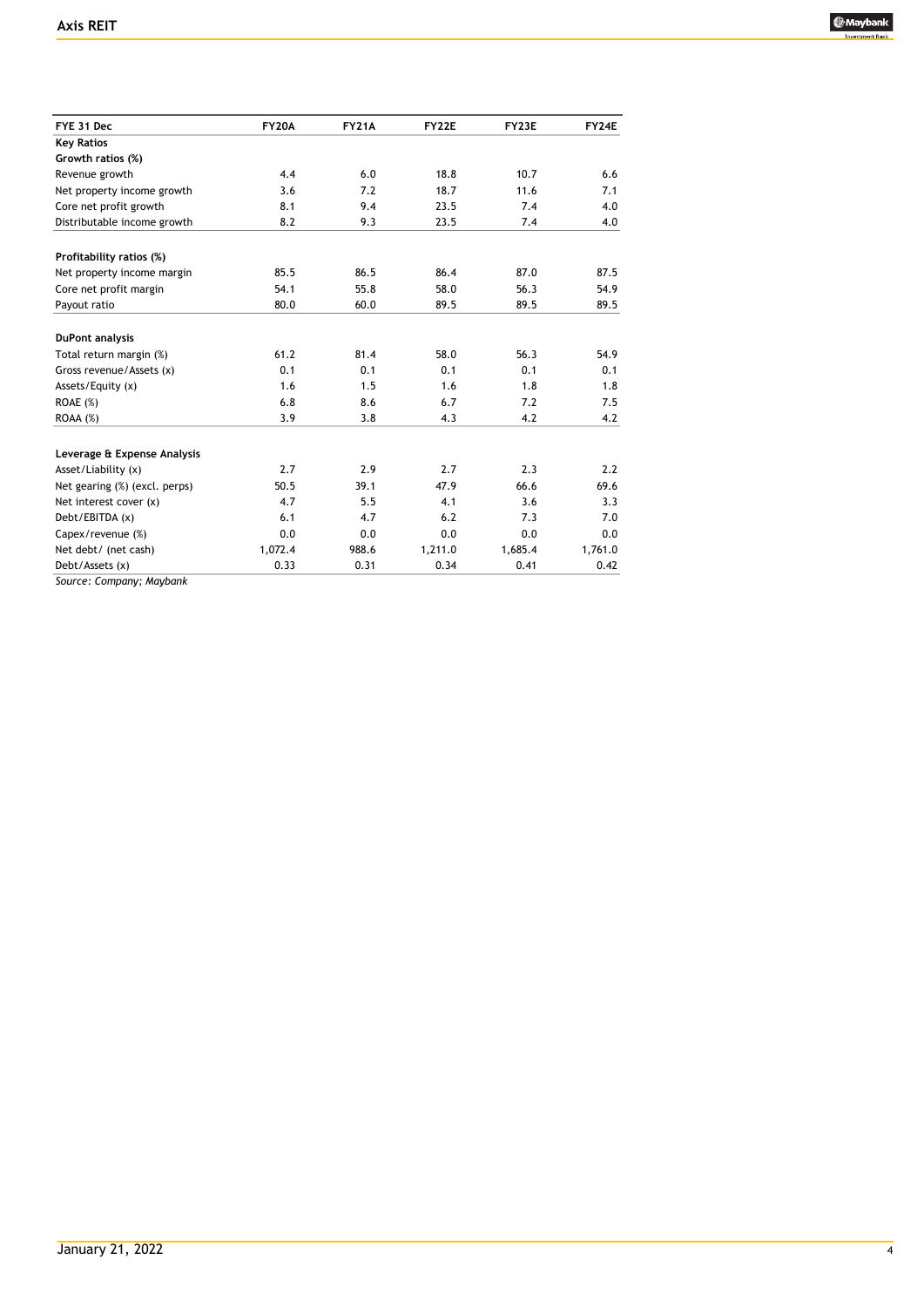| FYE 31 Dec | FY20A | FY21A | FY22E | FY23E | FY24E |
|---|---|---|---|---|---|
| **Key Ratios** | | | | | |
| **Growth ratios (%)** | | | | | |
| Revenue growth | 4.4 | 6.0 | 18.8 | 10.7 | 6.6 |
| Net property income growth | 3.6 | 7.2 | 18.7 | 11.6 | 7.1 |
| Core net profit growth | 8.1 | 9.4 | 23.5 | 7.4 | 4.0 |
| Distributable income growth | 8.2 | 9.3 | 23.5 | 7.4 | 4.0 |
| | | | | | |
| **Profitability ratios (%)** | | | | | |
| Net property income margin | 85.5 | 86.5 | 86.4 | 87.0 | 87.5 |
| Core net profit margin | 54.1 | 55.8 | 58.0 | 56.3 | 54.9 |
| Payout ratio | 80.0 | 60.0 | 89.5 | 89.5 | 89.5 |
| | | | | | |
| **DuPont analysis** | | | | | |
| Total return margin (%) | 61.2 | 81.4 | 58.0 | 56.3 | 54.9 |
| Gross revenue/Assets (x) | 0.1 | 0.1 | 0.1 | 0.1 | 0.1 |
| Assets/Equity (x) | 1.6 | 1.5 | 1.6 | 1.8 | 1.8 |
| ROAE (%) | 6.8 | 8.6 | 6.7 | 7.2 | 7.5 |
| ROAA (%) | 3.9 | 3.8 | 4.3 | 4.2 | 4.2 |
| | | | | | |
| **Leverage & Expense Analysis** | | | | | |
| Asset/Liability (x) | 2.7 | 2.9 | 2.7 | 2.3 | 2.2 |
| Net gearing (%) (excl. perps) | 50.5 | 39.1 | 47.9 | 66.6 | 69.6 |
| Net interest cover (x) | 4.7 | 5.5 | 4.1 | 3.6 | 3.3 |
| Debt/EBITDA (x) | 6.1 | 4.7 | 6.2 | 7.3 | 7.0 |
| Capex/revenue (%) | 0.0 | 0.0 | 0.0 | 0.0 | 0.0 |
| Net debt/ (net cash) | 1,072.4 | 988.6 | 1,211.0 | 1,685.4 | 1,761.0 |
| Debt/Assets (x) | 0.33 | 0.31 | 0.34 | 0.41 | 0.42 |

*Source: Company; Maybank*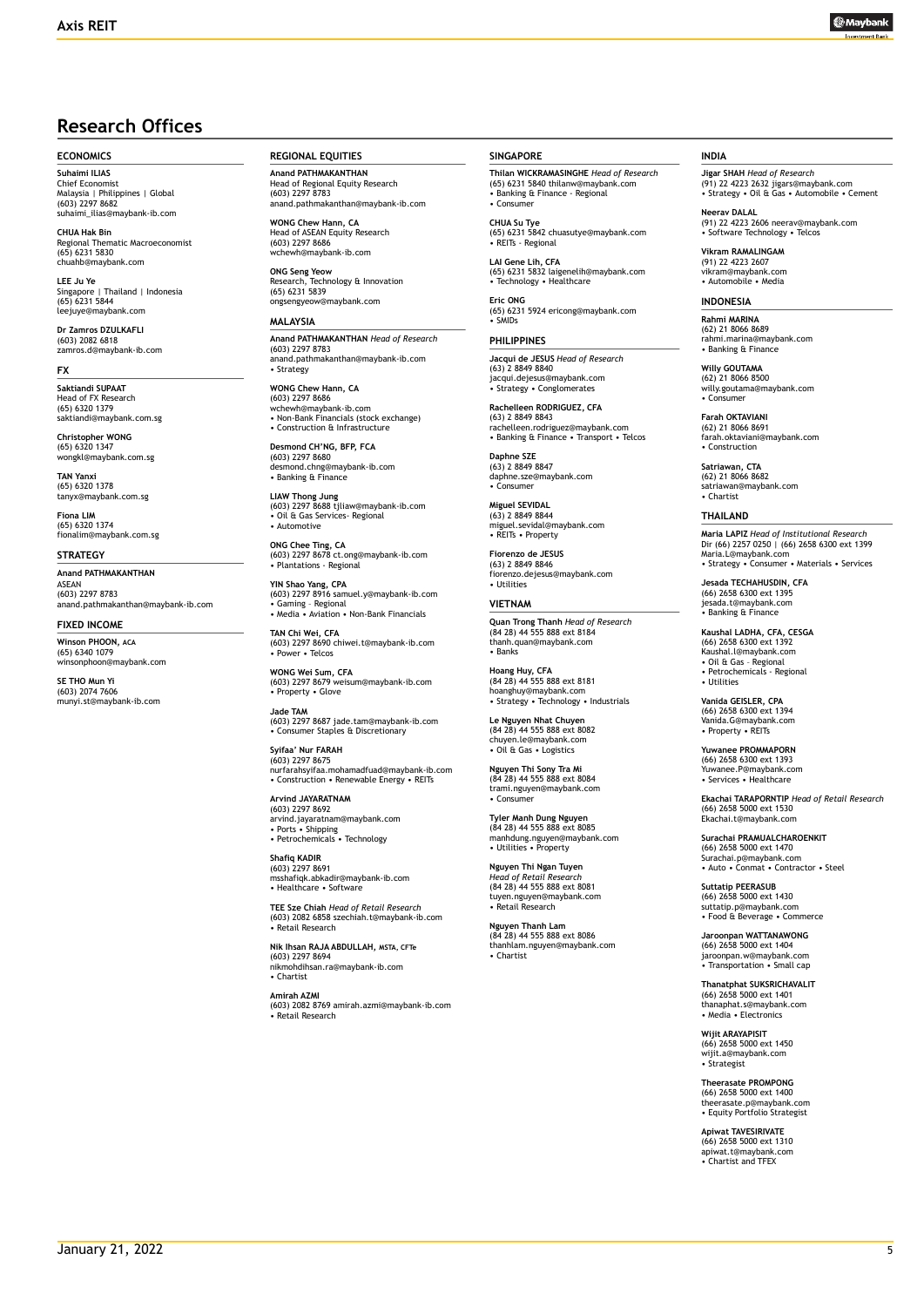# Research Offices

## ECONOMICS

**Suhaimi ILIAS**
Chief Economist
Malaysia | Philippines | Global
(603) 2297 8682
suhaimi_ilias@maybank-ib.com

**CHUA Hak Bin**
Regional Thematic Macroeconomist
(65) 6231 5830
chuahb@maybank.com

**LEE Ju Ye**
Singapore | Thailand | Indonesia
(65) 6231 5844
leejuye@maybank.com

**Dr Zamros DZULKAFLI**
(603) 2082 6818
zamros.d@maybank-ib.com

## FX

**Saktiandi SUPAAT**
Head of FX Research
(65) 6320 1379
saktiandi@maybank.com.sg

**Christopher WONG**
(65) 6320 1347
wongkl@maybank.com.sg

**TAN Yanxi**
(65) 6320 1378
tanyx@maybank.com.sg

**Fiona LIM**
(65) 6320 1374
fionalim@maybank.com.sg

## STRATEGY

**Anand PATHMAKANTHAN**
ASEAN
(603) 2297 8783
anand.pathmakanthan@maybank-ib.com

## FIXED INCOME

**Winson PHOON, ACA**
(65) 6340 1079
winsonphoon@maybank.com

**SE THO Mun Yi**
(603) 2074 7606
munyi.st@maybank-ib.com

## REGIONAL EQUITIES

**Anand PATHMAKANTHAN**
Head of Regional Equity Research
(603) 2297 8783
anand.pathmakanthan@maybank-ib.com

**WONG Chew Hann, CA**
Head of ASEAN Equity Research
(603) 2297 8686
wchewh@maybank-ib.com

**ONG Seng Yeow**
Research, Technology & Innovation
(65) 6231 5839
ongsengyeow@maybank.com

## MALAYSIA

**Anand PATHMAKANTHAN** *Head of Research*
(603) 2297 8783
anand.pathmakanthan@maybank-ib.com
• Strategy

**WONG Chew Hann, CA**
(603) 2297 8686
wchewh@maybank-ib.com
• Non-Bank Financials (stock exchange)
• Construction & Infrastructure

**Desmond CH'NG, BFP, FCA**
(603) 2297 8680
desmond.chng@maybank-ib.com
• Banking & Finance

**LIAW Thong Jung**
(603) 2297 8688 tjliaw@maybank-ib.com
• Oil & Gas Services- Regional
• Automotive

**ONG Chee Ting, CA**
(603) 2297 8678 ct.ong@maybank-ib.com
• Plantations - Regional

**YIN Shao Yang, CPA**
(603) 2297 8916 samuel.y@maybank-ib.com
• Gaming – Regional
• Media • Aviation • Non-Bank Financials

**TAN Chi Wei, CFA**
(603) 2297 8690 chiwei.t@maybank-ib.com
• Power • Telcos

**WONG Wei Sum, CFA**
(603) 2297 8679 weisum@maybank-ib.com
• Property • Glove

**Jade TAM**
(603) 2297 8687 jade.tam@maybank-ib.com
• Consumer Staples & Discretionary

**Syifaa' Nur FARAH**
(603) 2297 8675
nurfarahsyifaa.mohamadfuad@maybank-ib.com
• Construction • Renewable Energy • REITs

**Arvind JAYARATNAM**
(603) 2297 8692
arvind.jayaratnam@maybank.com
• Ports • Shipping
• Petrochemicals • Technology

**Shafiq KADIR**
(603) 2297 8691
msshafiqk.abkadir@maybank-ib.com
• Healthcare • Software

**TEE Sze Chiah** *Head of Retail Research*
(603) 2082 6858 szechiah.t@maybank-ib.com
• Retail Research

**Nik Ihsan RAJA ABDULLAH, MSTA, CFTe**
(603) 2297 8694
nikmohdihsan.ra@maybank-ib.com
• Chartist

**Amirah AZMI**
(603) 2082 8769 amirah.azmi@maybank-ib.com
• Retail Research

## SINGAPORE

**Thilan WICKRAMASINGHE** *Head of Research*
(65) 6231 5840 thilanw@maybank.com
• Banking & Finance - Regional
• Consumer

**CHUA Su Tye**
(65) 6231 5842 chuasutye@maybank.com
• REITs - Regional

**LAI Gene Lih, CFA**
(65) 6231 5832 laigenelih@maybank.com
• Technology • Healthcare

**Eric ONG**
(65) 6231 5924 ericong@maybank.com
• SMIDs

## PHILIPPINES

**Jacqui de JESUS** *Head of Research*
(63) 2 8849 8840
jacqui.dejesus@maybank.com
• Strategy • Conglomerates

**Rachelleen RODRIGUEZ, CFA**
(63) 2 8849 8843
rachelleen.rodriguez@maybank.com
• Banking & Finance • Transport • Telcos

**Daphne SZE**
(63) 2 8849 8847
daphne.sze@maybank.com
• Consumer

**Miguel SEVIDAL**
(63) 2 8849 8844
miguel.sevidal@maybank.com
• REITs • Property

**Fiorenzo de JESUS**
(63) 2 8849 8846
fiorenzo.dejesus@maybank.com
• Utilities

## VIETNAM

**Quan Trong Thanh** *Head of Research*
(84 28) 44 555 888 ext 8184
thanh.quan@maybank.com
• Banks

**Hoang Huy, CFA**
(84 28) 44 555 888 ext 8181
hoanghuy@maybank.com
• Strategy • Technology • Industrials

**Le Nguyen Nhat Chuyen**
(84 28) 44 555 888 ext 8082
chuyen.le@maybank.com
• Oil & Gas • Logistics

**Nguyen Thi Sony Tra Mi**
(84 28) 44 555 888 ext 8084
trami.nguyen@maybank.com
• Consumer

**Tyler Manh Dung Nguyen**
(84 28) 44 555 888 ext 8085
manhdung.nguyen@maybank.com
• Utilities • Property

**Nguyen Thi Ngan Tuyen**
*Head of Retail Research*
(84 28) 44 555 888 ext 8081
tuyen.nguyen@maybank.com
• Retail Research

**Nguyen Thanh Lam**
(84 28) 44 555 888 ext 8086
thanhlam.nguyen@maybank.com
• Chartist

## INDIA

**Jigar SHAH** *Head of Research*
(91) 22 4223 2632 jigars@maybank.com
• Strategy • Oil & Gas • Automobile • Cement

**Neerav DALAL**
(91) 22 4223 2606 neerav@maybank.com
• Software Technology • Telcos

**Vikram RAMALINGAM**
(91) 22 4223 2607
vikram@maybank.com
• Automobile • Media

## INDONESIA

**Rahmi MARINA**
(62) 21 8066 8689
rahmi.marina@maybank.com
• Banking & Finance

**Willy GOUTAMA**
(62) 21 8066 8500
willy.goutama@maybank.com
• Consumer

**Farah OKTAVIANI**
(62) 21 8066 8691
farah.oktaviani@maybank.com
• Construction

**Satriawan, CTA**
(62) 21 8066 8682
satriawan@maybank.com
• Chartist

## THAILAND

**Maria LAPIZ** *Head of Institutional Research*
Dir (66) 2257 0250 | (66) 2658 6300 ext 1399
Maria.L@maybank.com
• Strategy • Consumer • Materials • Services

**Jesada TECHAHUSDIN, CFA**
(66) 2658 6300 ext 1395
jesada.t@maybank.com
• Banking & Finance

**Kaushal LADHA, CFA, CESGA**
(66) 2658 6300 ext 1392
Kaushal.l@maybank.com
• Oil & Gas – Regional
• Petrochemicals - Regional
• Utilities

**Vanida GEISLER, CPA**
(66) 2658 6300 ext 1394
Vanida.G@maybank.com
• Property • REITs

**Yuwanee PROMMAPORN**
(66) 2658 6300 ext 1393
Yuwanee.P@maybank.com
• Services • Healthcare

**Ekachai TARAPORNTIP** *Head of Retail Research*
(66) 2658 5000 ext 1530
Ekachai.t@maybank.com

**Surachai PRAMUALCHAROENKIT**
(66) 2658 5000 ext 1470
Surachai.p@maybank.com
• Auto • Conmat • Contractor • Steel

**Suttatip PEERASUB**
(66) 2658 5000 ext 1430
suttatip.p@maybank.com
• Food & Beverage • Commerce

**Jaroonpan WATTANAWONG**
(66) 2658 5000 ext 1404
jaroonpan.w@maybank.com
• Transportation • Small cap

**Thanatphat SUKSRICHAVALIT**
(66) 2658 5000 ext 1401
thanaphat.s@maybank.com
• Media • Electronics

**Wijit ARAYAPISIT**
(66) 2658 5000 ext 1450
wijit.a@maybank.com
• Strategist

**Theerasate PROMPONG**
(66) 2658 5000 ext 1400
theerasate.p@maybank.com
• Equity Portfolio Strategist

**Apiwat TAVESIRIVATE**
(66) 2658 5000 ext 1310
apiwat.t@maybank.com
• Chartist and TFEX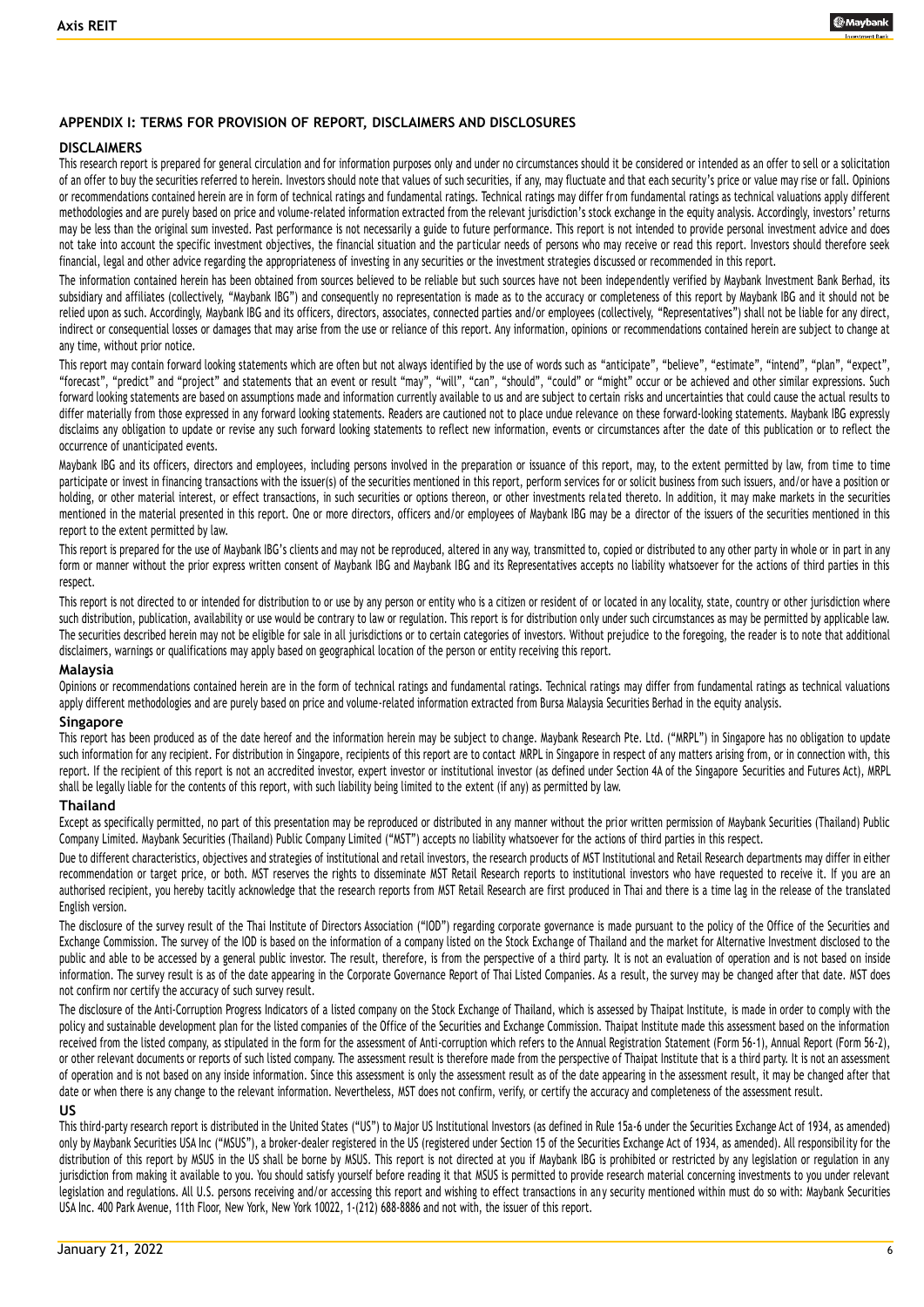## APPENDIX I: TERMS FOR PROVISION OF REPORT, DISCLAIMERS AND DISCLOSURES

### DISCLAIMERS

This research report is prepared for general circulation and for information purposes only and under no circumstances should it be considered or intended as an offer to sell or a solicitation of an offer to buy the securities referred to herein. Investors should note that values of such securities, if any, may fluctuate and that each security's price or value may rise or fall. Opinions or recommendations contained herein are in form of technical ratings and fundamental ratings. Technical ratings may differ from fundamental ratings as technical valuations apply different methodologies and are purely based on price and volume-related information extracted from the relevant jurisdiction's stock exchange in the equity analysis. Accordingly, investors' returns may be less than the original sum invested. Past performance is not necessarily a guide to future performance. This report is not intended to provide personal investment advice and does not take into account the specific investment objectives, the financial situation and the particular needs of persons who may receive or read this report. Investors should therefore seek financial, legal and other advice regarding the appropriateness of investing in any securities or the investment strategies discussed or recommended in this report.

The information contained herein has been obtained from sources believed to be reliable but such sources have not been independently verified by Maybank Investment Bank Berhad, its subsidiary and affiliates (collectively, "Maybank IBG") and consequently no representation is made as to the accuracy or completeness of this report by Maybank IBG and it should not be relied upon as such. Accordingly, Maybank IBG and its officers, directors, associates, connected parties and/or employees (collectively, "Representatives") shall not be liable for any direct, indirect or consequential losses or damages that may arise from the use or reliance of this report. Any information, opinions or recommendations contained herein are subject to change at any time, without prior notice.

This report may contain forward looking statements which are often but not always identified by the use of words such as "anticipate", "believe", "estimate", "intend", "plan", "expect", "forecast", "predict" and "project" and statements that an event or result "may", "will", "can", "should", "could" or "might" occur or be achieved and other similar expressions. Such forward looking statements are based on assumptions made and information currently available to us and are subject to certain risks and uncertainties that could cause the actual results to differ materially from those expressed in any forward looking statements. Readers are cautioned not to place undue relevance on these forward-looking statements. Maybank IBG expressly disclaims any obligation to update or revise any such forward looking statements to reflect new information, events or circumstances after the date of this publication or to reflect the occurrence of unanticipated events.

Maybank IBG and its officers, directors and employees, including persons involved in the preparation or issuance of this report, may, to the extent permitted by law, from time to time participate or invest in financing transactions with the issuer(s) of the securities mentioned in this report, perform services for or solicit business from such issuers, and/or have a position or holding, or other material interest, or effect transactions, in such securities or options thereon, or other investments related thereto. In addition, it may make markets in the securities mentioned in the material presented in this report. One or more directors, officers and/or employees of Maybank IBG may be a director of the issuers of the securities mentioned in this report to the extent permitted by law.

This report is prepared for the use of Maybank IBG's clients and may not be reproduced, altered in any way, transmitted to, copied or distributed to any other party in whole or in part in any form or manner without the prior express written consent of Maybank IBG and Maybank IBG and its Representatives accepts no liability whatsoever for the actions of third parties in this respect.

This report is not directed to or intended for distribution to or use by any person or entity who is a citizen or resident of or located in any locality, state, country or other jurisdiction where such distribution, publication, availability or use would be contrary to law or regulation. This report is for distribution only under such circumstances as may be permitted by applicable law. The securities described herein may not be eligible for sale in all jurisdictions or to certain categories of investors. Without prejudice to the foregoing, the reader is to note that additional disclaimers, warnings or qualifications may apply based on geographical location of the person or entity receiving this report.

### Malaysia

Opinions or recommendations contained herein are in the form of technical ratings and fundamental ratings. Technical ratings may differ from fundamental ratings as technical valuations apply different methodologies and are purely based on price and volume-related information extracted from Bursa Malaysia Securities Berhad in the equity analysis.

### Singapore

This report has been produced as of the date hereof and the information herein may be subject to change. Maybank Research Pte. Ltd. ("MRPL") in Singapore has no obligation to update such information for any recipient. For distribution in Singapore, recipients of this report are to contact MRPL in Singapore in respect of any matters arising from, or in connection with, this report. If the recipient of this report is not an accredited investor, expert investor or institutional investor (as defined under Section 4A of the Singapore Securities and Futures Act), MRPL shall be legally liable for the contents of this report, with such liability being limited to the extent (if any) as permitted by law.

### Thailand

Except as specifically permitted, no part of this presentation may be reproduced or distributed in any manner without the prior written permission of Maybank Securities (Thailand) Public Company Limited. Maybank Securities (Thailand) Public Company Limited ("MST") accepts no liability whatsoever for the actions of third parties in this respect.

Due to different characteristics, objectives and strategies of institutional and retail investors, the research products of MST Institutional and Retail Research departments may differ in either recommendation or target price, or both. MST reserves the rights to disseminate MST Retail Research reports to institutional investors who have requested to receive it. If you are an authorised recipient, you hereby tacitly acknowledge that the research reports from MST Retail Research are first produced in Thai and there is a time lag in the release of the translated English version.

The disclosure of the survey result of the Thai Institute of Directors Association ("IOD") regarding corporate governance is made pursuant to the policy of the Office of the Securities and Exchange Commission. The survey of the IOD is based on the information of a company listed on the Stock Exchange of Thailand and the market for Alternative Investment disclosed to the public and able to be accessed by a general public investor. The result, therefore, is from the perspective of a third party. It is not an evaluation of operation and is not based on inside information. The survey result is as of the date appearing in the Corporate Governance Report of Thai Listed Companies. As a result, the survey may be changed after that date. MST does not confirm nor certify the accuracy of such survey result.

The disclosure of the Anti-Corruption Progress Indicators of a listed company on the Stock Exchange of Thailand, which is assessed by Thaipat Institute, is made in order to comply with the policy and sustainable development plan for the listed companies of the Office of the Securities and Exchange Commission. Thaipat Institute made this assessment based on the information received from the listed company, as stipulated in the form for the assessment of Anti-corruption which refers to the Annual Registration Statement (Form 56-1), Annual Report (Form 56-2), or other relevant documents or reports of such listed company. The assessment result is therefore made from the perspective of Thaipat Institute that is a third party. It is not an assessment of operation and is not based on any inside information. Since this assessment is only the assessment result as of the date appearing in the assessment result, it may be changed after that date or when there is any change to the relevant information. Nevertheless, MST does not confirm, verify, or certify the accuracy and completeness of the assessment result.

### US

This third-party research report is distributed in the United States ("US") to Major US Institutional Investors (as defined in Rule 15a-6 under the Securities Exchange Act of 1934, as amended) only by Maybank Securities USA Inc ("MSUS"), a broker-dealer registered in the US (registered under Section 15 of the Securities Exchange Act of 1934, as amended). All responsibility for the distribution of this report by MSUS in the US shall be borne by MSUS. This report is not directed at you if Maybank IBG is prohibited or restricted by any legislation or regulation in any jurisdiction from making it available to you. You should satisfy yourself before reading it that MSUS is permitted to provide research material concerning investments to you under relevant legislation and regulations. All U.S. persons receiving and/or accessing this report and wishing to effect transactions in any security mentioned within must do so with: Maybank Securities USA Inc. 400 Park Avenue, 11th Floor, New York, New York 10022, 1-(212) 688-8886 and not with, the issuer of this report.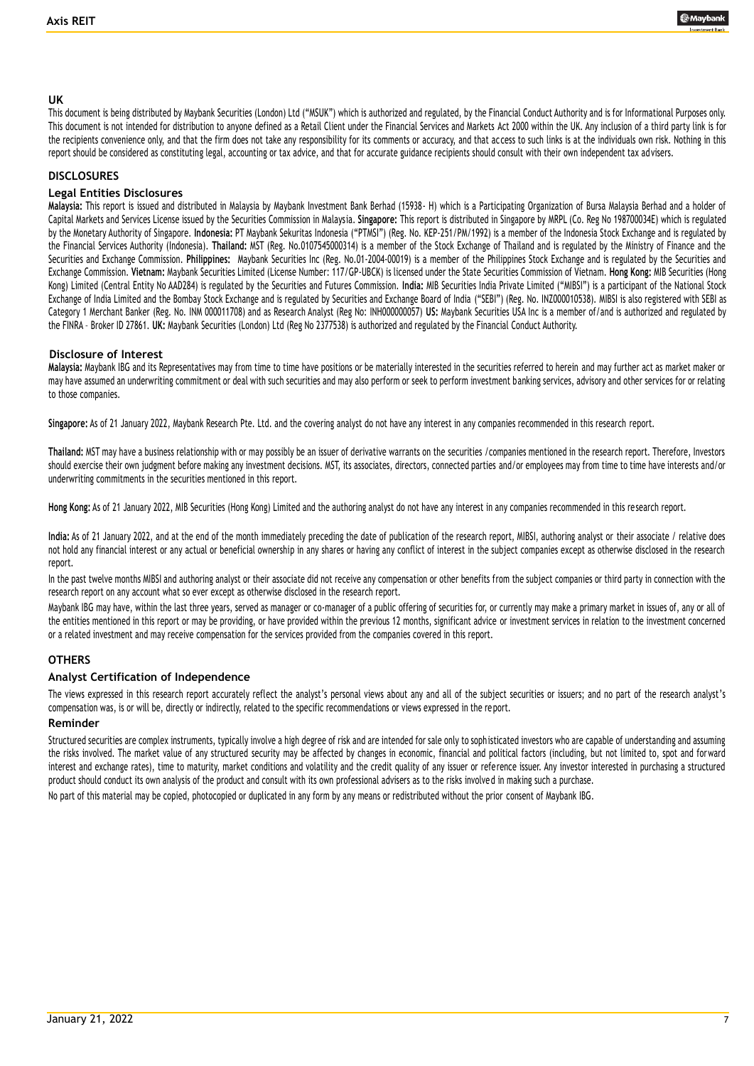## UK

This document is being distributed by Maybank Securities (London) Ltd ("MSUK") which is authorized and regulated, by the Financial Conduct Authority and is for Informational Purposes only. This document is not intended for distribution to anyone defined as a Retail Client under the Financial Services and Markets Act 2000 within the UK. Any inclusion of a third party link is for the recipients convenience only, and that the firm does not take any responsibility for its comments or accuracy, and that access to such links is at the individuals own risk. Nothing in this report should be considered as constituting legal, accounting or tax advice, and that for accurate guidance recipients should consult with their own independent tax advisers.

## DISCLOSURES

### Legal Entities Disclosures

**Malaysia:** This report is issued and distributed in Malaysia by Maybank Investment Bank Berhad (15938- H) which is a Participating Organization of Bursa Malaysia Berhad and a holder of Capital Markets and Services License issued by the Securities Commission in Malaysia. **Singapore:** This report is distributed in Singapore by MRPL (Co. Reg No 198700034E) which is regulated by the Monetary Authority of Singapore. **Indonesia:** PT Maybank Sekuritas Indonesia ("PTMSI") (Reg. No. KEP-251/PM/1992) is a member of the Indonesia Stock Exchange and is regulated by the Financial Services Authority (Indonesia). **Thailand:** MST (Reg. No.0107545000314) is a member of the Stock Exchange of Thailand and is regulated by the Ministry of Finance and the Securities and Exchange Commission. **Philippines:** Maybank Securities Inc (Reg. No.01-2004-00019) is a member of the Philippines Stock Exchange and is regulated by the Securities and Exchange Commission. **Vietnam:** Maybank Securities Limited (License Number: 117/GP-UBCK) is licensed under the State Securities Commission of Vietnam. **Hong Kong:** MIB Securities (Hong Kong) Limited (Central Entity No AAD284) is regulated by the Securities and Futures Commission. **India:** MIB Securities India Private Limited ("MIBSI") is a participant of the National Stock Exchange of India Limited and the Bombay Stock Exchange and is regulated by Securities and Exchange Board of India ("SEBI") (Reg. No. INZ000010538). MIBSI is also registered with SEBI as Category 1 Merchant Banker (Reg. No. INM 000011708) and as Research Analyst (Reg No: INH000000057) **US:** Maybank Securities USA Inc is a member of/and is authorized and regulated by the FINRA – Broker ID 27861. **UK:** Maybank Securities (London) Ltd (Reg No 2377538) is authorized and regulated by the Financial Conduct Authority.

### Disclosure of Interest

**Malaysia:** Maybank IBG and its Representatives may from time to time have positions or be materially interested in the securities referred to herein and may further act as market maker or may have assumed an underwriting commitment or deal with such securities and may also perform or seek to perform investment banking services, advisory and other services for or relating to those companies.

**Singapore:** As of 21 January 2022, Maybank Research Pte. Ltd. and the covering analyst do not have any interest in any companies recommended in this research report.

**Thailand:** MST may have a business relationship with or may possibly be an issuer of derivative warrants on the securities /companies mentioned in the research report. Therefore, Investors should exercise their own judgment before making any investment decisions. MST, its associates, directors, connected parties and/or employees may from time to time have interests and/or underwriting commitments in the securities mentioned in this report.

**Hong Kong:** As of 21 January 2022, MIB Securities (Hong Kong) Limited and the authoring analyst do not have any interest in any companies recommended in this research report.

**India:** As of 21 January 2022, and at the end of the month immediately preceding the date of publication of the research report, MIBSI, authoring analyst or their associate / relative does not hold any financial interest or any actual or beneficial ownership in any shares or having any conflict of interest in the subject companies except as otherwise disclosed in the research report.

In the past twelve months MIBSI and authoring analyst or their associate did not receive any compensation or other benefits from the subject companies or third party in connection with the research report on any account what so ever except as otherwise disclosed in the research report.

Maybank IBG may have, within the last three years, served as manager or co-manager of a public offering of securities for, or currently may make a primary market in issues of, any or all of the entities mentioned in this report or may be providing, or have provided within the previous 12 months, significant advice or investment services in relation to the investment concerned or a related investment and may receive compensation for the services provided from the companies covered in this report.

## OTHERS

### Analyst Certification of Independence

The views expressed in this research report accurately reflect the analyst's personal views about any and all of the subject securities or issuers; and no part of the research analyst's compensation was, is or will be, directly or indirectly, related to the specific recommendations or views expressed in the report.

### Reminder

Structured securities are complex instruments, typically involve a high degree of risk and are intended for sale only to sophisticated investors who are capable of understanding and assuming the risks involved. The market value of any structured security may be affected by changes in economic, financial and political factors (including, but not limited to, spot and forward interest and exchange rates), time to maturity, market conditions and volatility and the credit quality of any issuer or reference issuer. Any investor interested in purchasing a structured product should conduct its own analysis of the product and consult with its own professional advisers as to the risks involved in making such a purchase.

No part of this material may be copied, photocopied or duplicated in any form by any means or redistributed without the prior consent of Maybank IBG.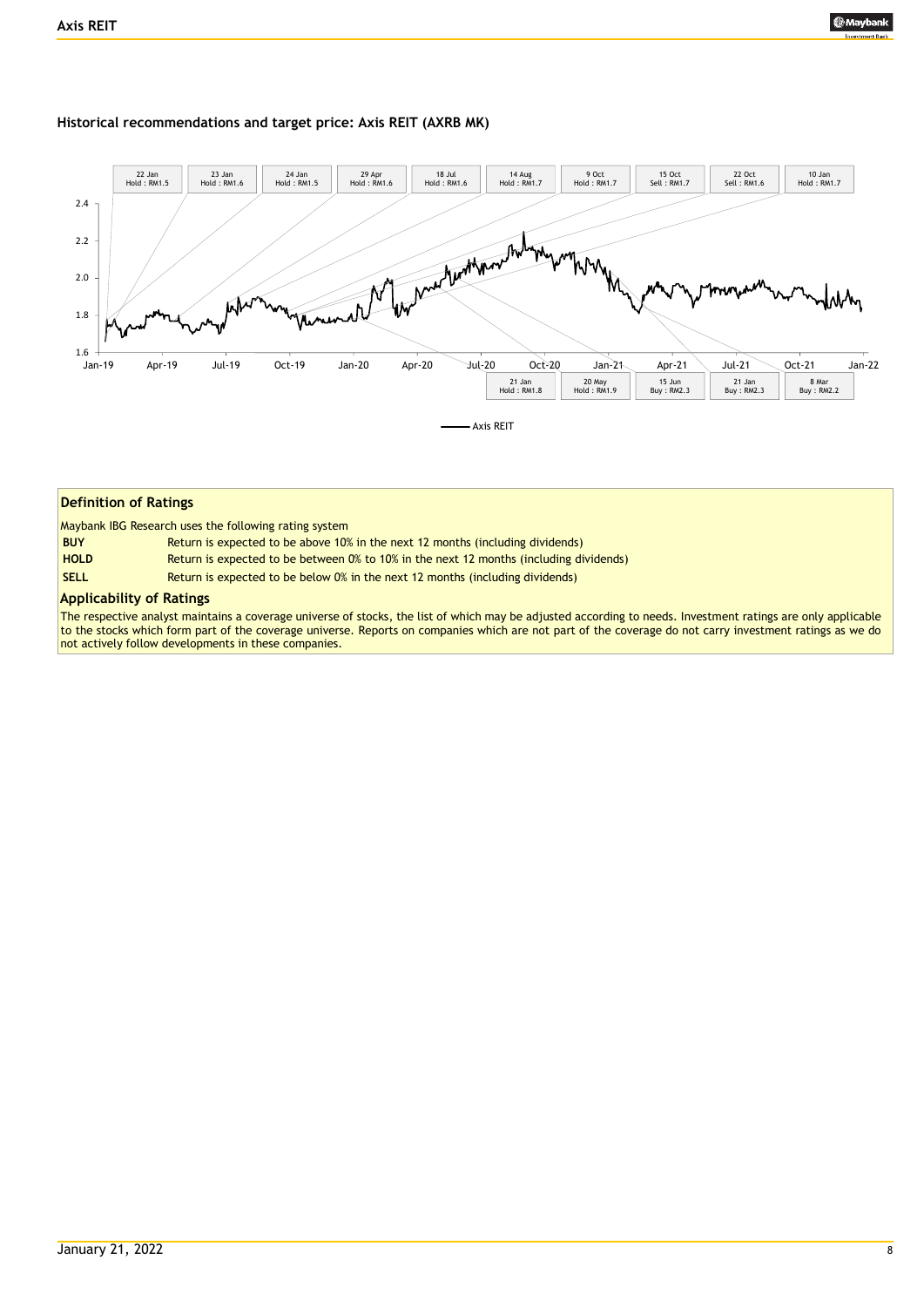**Historical recommendations and target price: Axis REIT (AXRB MK)**

| Date | Rating : Target Price |
|---|---|
| 22 Jan | Hold : RM1.5 |
| 23 Jan | Hold : RM1.6 |
| 24 Jan | Hold : RM1.5 |
| 29 Apr | Hold : RM1.6 |
| 18 Jul | Hold : RM1.6 |
| 14 Aug | Hold : RM1.7 |
| 9 Oct | Hold : RM1.7 |
| 15 Oct | Sell : RM1.7 |
| 22 Oct | Sell : RM1.6 |
| 10 Jan | Hold : RM1.7 |
| 21 Jan | Hold : RM1.8 |
| 20 May | Hold : RM1.9 |
| 15 Jun | Buy : RM2.3 |
| 21 Jan | Buy : RM2.3 |
| 8 Mar | Buy : RM2.2 |

## Definition of Ratings

Maybank IBG Research uses the following rating system

| | |
|---|---|
| **BUY** | Return is expected to be above 10% in the next 12 months (including dividends) |
| **HOLD** | Return is expected to be between 0% to 10% in the next 12 months (including dividends) |
| **SELL** | Return is expected to be below 0% in the next 12 months (including dividends) |

## Applicability of Ratings

The respective analyst maintains a coverage universe of stocks, the list of which may be adjusted according to needs. Investment ratings are only applicable to the stocks which form part of the coverage universe. Reports on companies which are not part of the coverage do not carry investment ratings as we do not actively follow developments in these companies.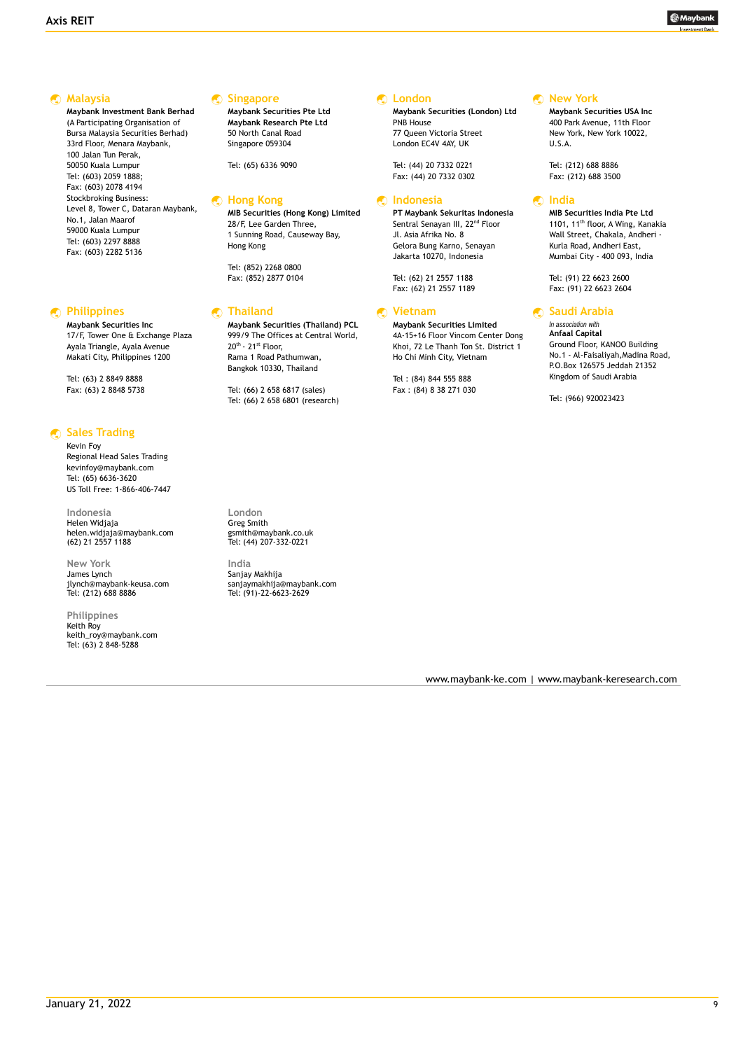## Malaysia

**Maybank Investment Bank Berhad**
(A Participating Organisation of Bursa Malaysia Securities Berhad)
33rd Floor, Menara Maybank,
100 Jalan Tun Perak,
50050 Kuala Lumpur
Tel: (603) 2059 1888;
Fax: (603) 2078 4194
Stockbroking Business:
Level 8, Tower C, Dataran Maybank,
No.1, Jalan Maarof
59000 Kuala Lumpur
Tel: (603) 2297 8888
Fax: (603) 2282 5136

## Singapore

**Maybank Securities Pte Ltd**
**Maybank Research Pte Ltd**
50 North Canal Road
Singapore 059304

Tel: (65) 6336 9090

## London

**Maybank Securities (London) Ltd**
PNB House
77 Queen Victoria Street
London EC4V 4AY, UK

Tel: (44) 20 7332 0221
Fax: (44) 20 7332 0302

## New York

**Maybank Securities USA Inc**
400 Park Avenue, 11th Floor
New York, New York 10022,
U.S.A.

Tel: (212) 688 8886
Fax: (212) 688 3500

## Hong Kong

**MIB Securities (Hong Kong) Limited**
28/F, Lee Garden Three,
1 Sunning Road, Causeway Bay,
Hong Kong

Tel: (852) 2268 0800
Fax: (852) 2877 0104

## Indonesia

**PT Maybank Sekuritas Indonesia**
Sentral Senayan III, 22nd Floor
Jl. Asia Afrika No. 8
Gelora Bung Karno, Senayan
Jakarta 10270, Indonesia

Tel: (62) 21 2557 1188
Fax: (62) 21 2557 1189

## India

**MIB Securities India Pte Ltd**
1101, 11th floor, A Wing, Kanakia
Wall Street, Chakala, Andheri -
Kurla Road, Andheri East,
Mumbai City - 400 093, India

Tel: (91) 22 6623 2600
Fax: (91) 22 6623 2604

## Philippines

**Maybank Securities Inc**
17/F, Tower One & Exchange Plaza
Ayala Triangle, Ayala Avenue
Makati City, Philippines 1200

Tel: (63) 2 8849 8888
Fax: (63) 2 8848 5738

## Thailand

**Maybank Securities (Thailand) PCL**
999/9 The Offices at Central World,
20th - 21st Floor,
Rama 1 Road Pathumwan,
Bangkok 10330, Thailand

Tel: (66) 2 658 6817 (sales)
Tel: (66) 2 658 6801 (research)

## Vietnam

**Maybank Securities Limited**
4A-15+16 Floor Vincom Center Dong
Khoi, 72 Le Thanh Ton St. District 1
Ho Chi Minh City, Vietnam

Tel : (84) 844 555 888
Fax : (84) 8 38 271 030

## Saudi Arabia

*In association with*
**Anfaal Capital**
Ground Floor, KANOO Building
No.1 - Al-Faisaliyah,Madina Road,
P.O.Box 126575 Jeddah 21352
Kingdom of Saudi Arabia

Tel: (966) 920023423

## Sales Trading

Kevin Foy
Regional Head Sales Trading
kevinfoy@maybank.com
Tel: (65) 6636-3620
US Toll Free: 1-866-406-7447

### Indonesia

Helen Widjaja
helen.widjaja@maybank.com
(62) 21 2557 1188

### London

Greg Smith
gsmith@maybank.co.uk
Tel: (44) 207-332-0221

### New York

James Lynch
jlynch@maybank-keusa.com
Tel: (212) 688 8886

### India

Sanjay Makhija
sanjaymakhija@maybank.com
Tel: (91)-22-6623-2629

### Philippines

Keith Roy
keith_roy@maybank.com
Tel: (63) 2 848-5288

www.maybank-ke.com | www.maybank-keresearch.com

January 21, 2022